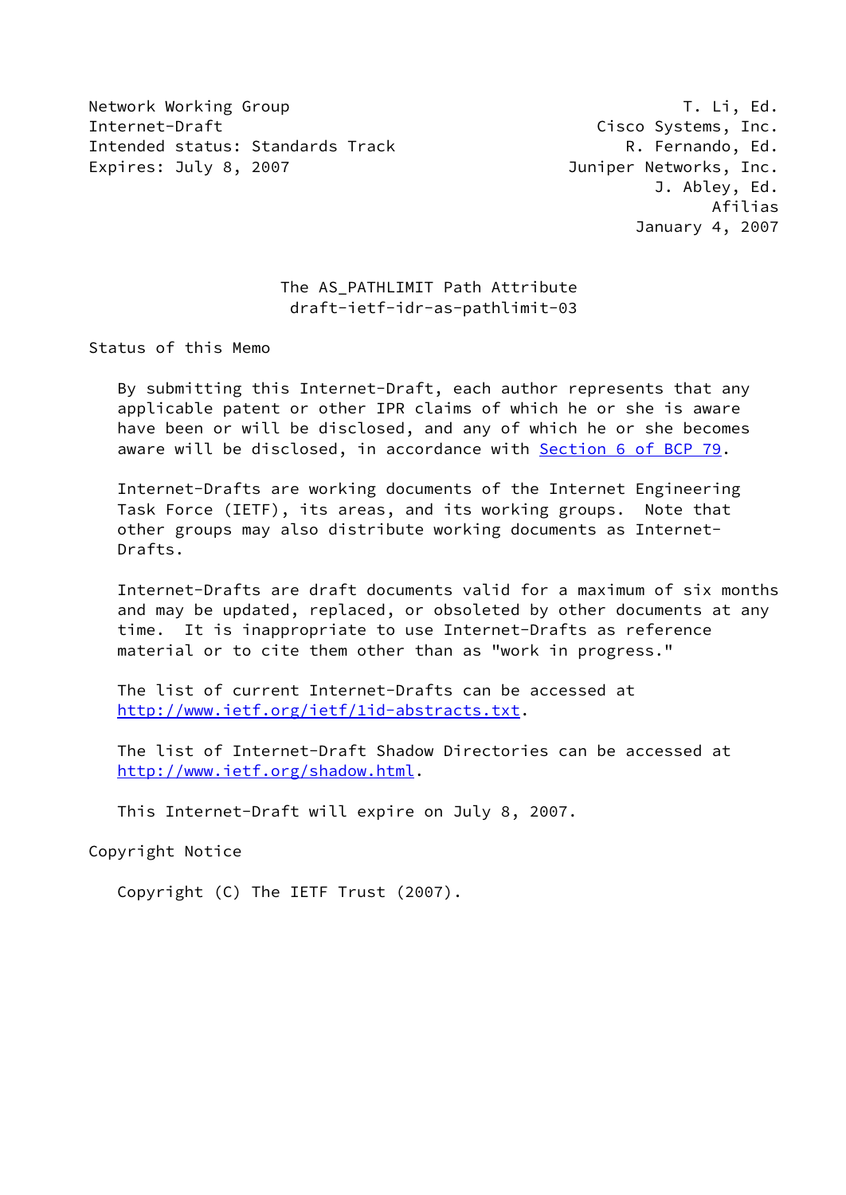Network Working Group T. Li, Ed.
Internet-Draft Cisco Systems, Inc.
Intended status: Standards Track R. Fernando, Ed.
Expires: July 8, 2007 Juniper Networks, Inc.
J. Abley, Ed.
Afilias
January 4, 2007

# The AS_PATHLIMIT Path Attribute
draft-ietf-idr-as-pathlimit-03

## Status of this Memo

By submitting this Internet-Draft, each author represents that any applicable patent or other IPR claims of which he or she is aware have been or will be disclosed, and any of which he or she becomes aware will be disclosed, in accordance with Section 6 of BCP 79.

Internet-Drafts are working documents of the Internet Engineering Task Force (IETF), its areas, and its working groups. Note that other groups may also distribute working documents as Internet-Drafts.

Internet-Drafts are draft documents valid for a maximum of six months and may be updated, replaced, or obsoleted by other documents at any time. It is inappropriate to use Internet-Drafts as reference material or to cite them other than as "work in progress."

The list of current Internet-Drafts can be accessed at http://www.ietf.org/ietf/1id-abstracts.txt.

The list of Internet-Draft Shadow Directories can be accessed at http://www.ietf.org/shadow.html.

This Internet-Draft will expire on July 8, 2007.

## Copyright Notice

Copyright (C) The IETF Trust (2007).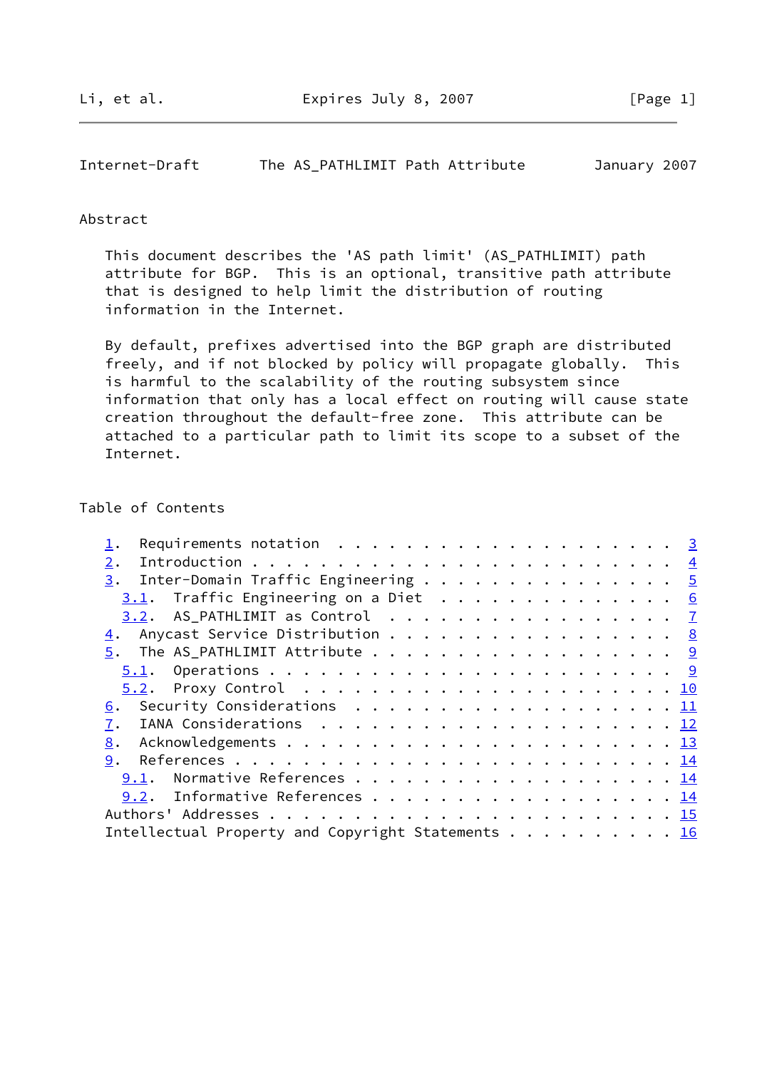## Abstract

This document describes the 'AS path limit' (AS_PATHLIMIT) path attribute for BGP. This is an optional, transitive path attribute that is designed to help limit the distribution of routing information in the Internet.

By default, prefixes advertised into the BGP graph are distributed freely, and if not blocked by policy will propagate globally. This is harmful to the scalability of the routing subsystem since information that only has a local effect on routing will cause state creation throughout the default-free zone. This attribute can be attached to a particular path to limit its scope to a subset of the Internet.

## Table of Contents

```
   1.  Requirements notation  . . . . . . . . . . . . . . . . . . . .  3
   2.  Introduction . . . . . . . . . . . . . . . . . . . . . . . . .  4
   3.  Inter-Domain Traffic Engineering . . . . . . . . . . . . . . .  5
     3.1.  Traffic Engineering on a Diet  . . . . . . . . . . . . . .  6
     3.2.  AS_PATHLIMIT as Control  . . . . . . . . . . . . . . . . .  7
   4.  Anycast Service Distribution . . . . . . . . . . . . . . . . .  8
   5.  The AS_PATHLIMIT Attribute . . . . . . . . . . . . . . . . . .  9
     5.1.  Operations . . . . . . . . . . . . . . . . . . . . . . . .  9
     5.2.  Proxy Control  . . . . . . . . . . . . . . . . . . . . . . 10
   6.  Security Considerations  . . . . . . . . . . . . . . . . . . . 11
   7.  IANA Considerations  . . . . . . . . . . . . . . . . . . . . . 12
   8.  Acknowledgements . . . . . . . . . . . . . . . . . . . . . . . 13
   9.  References . . . . . . . . . . . . . . . . . . . . . . . . . . 14
     9.1.  Normative References . . . . . . . . . . . . . . . . . . . 14
     9.2.  Informative References . . . . . . . . . . . . . . . . . . 14
   Authors' Addresses . . . . . . . . . . . . . . . . . . . . . . . . 15
   Intellectual Property and Copyright Statements . . . . . . . . . . 16
```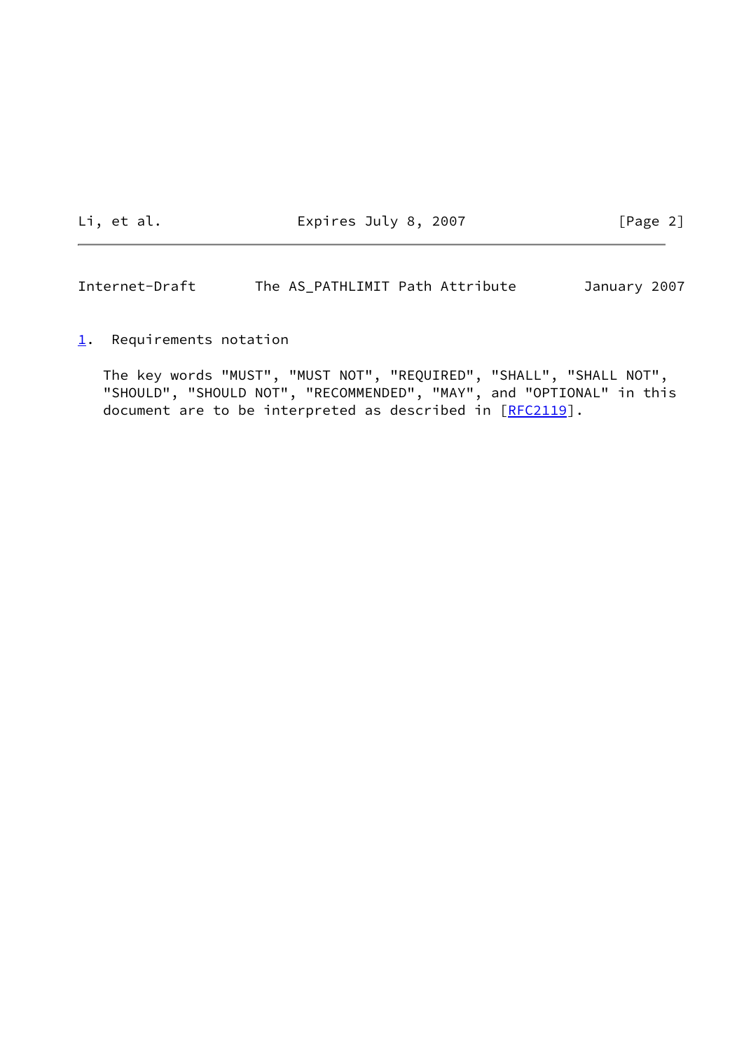## 1. Requirements notation

The key words "MUST", "MUST NOT", "REQUIRED", "SHALL", "SHALL NOT", "SHOULD", "SHOULD NOT", "RECOMMENDED", "MAY", and "OPTIONAL" in this document are to be interpreted as described in [RFC2119].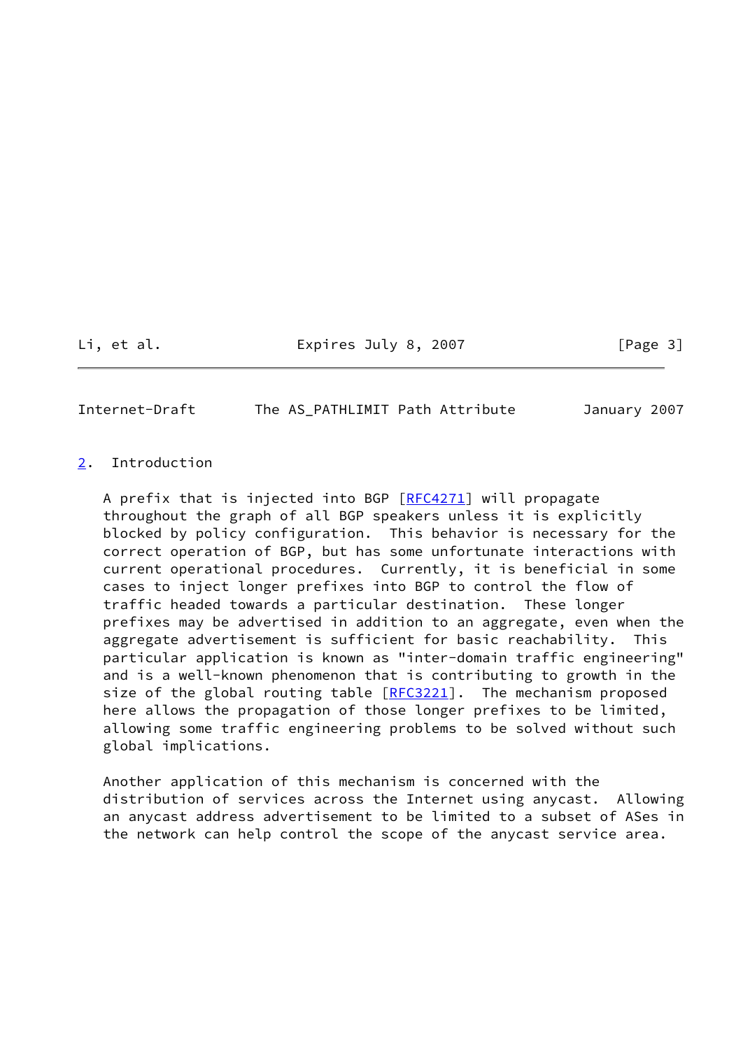## 2. Introduction

A prefix that is injected into BGP [RFC4271] will propagate throughout the graph of all BGP speakers unless it is explicitly blocked by policy configuration. This behavior is necessary for the correct operation of BGP, but has some unfortunate interactions with current operational procedures. Currently, it is beneficial in some cases to inject longer prefixes into BGP to control the flow of traffic headed towards a particular destination. These longer prefixes may be advertised in addition to an aggregate, even when the aggregate advertisement is sufficient for basic reachability. This particular application is known as "inter-domain traffic engineering" and is a well-known phenomenon that is contributing to growth in the size of the global routing table [RFC3221]. The mechanism proposed here allows the propagation of those longer prefixes to be limited, allowing some traffic engineering problems to be solved without such global implications.

Another application of this mechanism is concerned with the distribution of services across the Internet using anycast. Allowing an anycast address advertisement to be limited to a subset of ASes in the network can help control the scope of the anycast service area.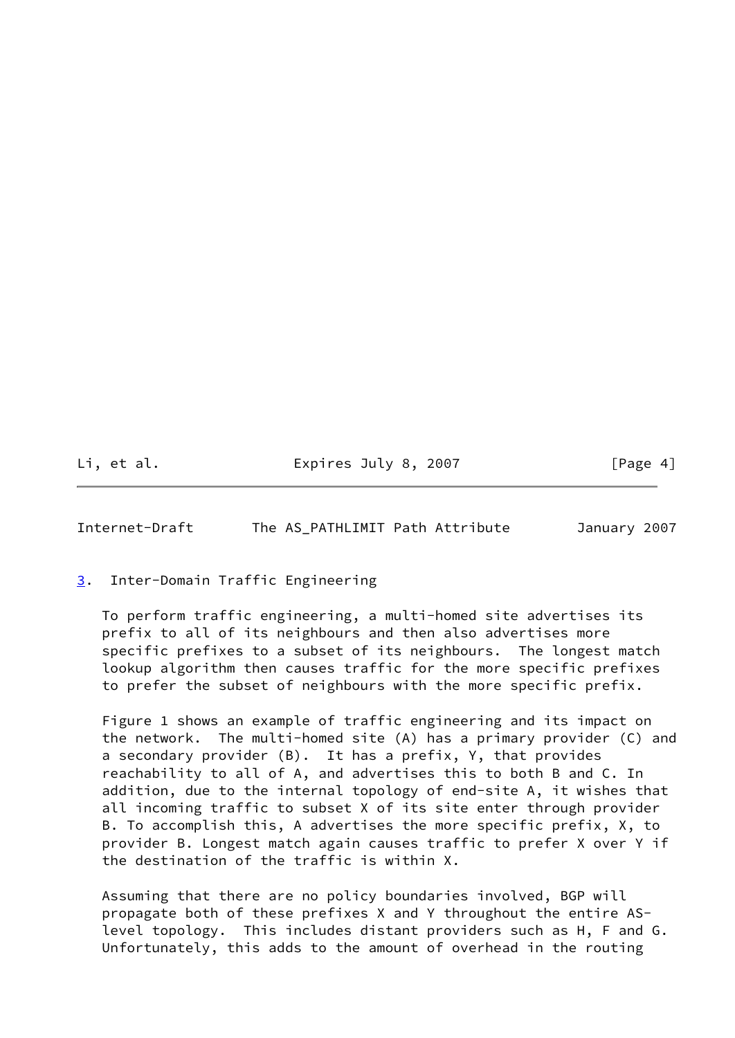## 3. Inter-Domain Traffic Engineering

To perform traffic engineering, a multi-homed site advertises its prefix to all of its neighbours and then also advertises more specific prefixes to a subset of its neighbours. The longest match lookup algorithm then causes traffic for the more specific prefixes to prefer the subset of neighbours with the more specific prefix.

Figure 1 shows an example of traffic engineering and its impact on the network. The multi-homed site (A) has a primary provider (C) and a secondary provider (B). It has a prefix, Y, that provides reachability to all of A, and advertises this to both B and C. In addition, due to the internal topology of end-site A, it wishes that all incoming traffic to subset X of its site enter through provider B. To accomplish this, A advertises the more specific prefix, X, to provider B. Longest match again causes traffic to prefer X over Y if the destination of the traffic is within X.

Assuming that there are no policy boundaries involved, BGP will propagate both of these prefixes X and Y throughout the entire AS-level topology. This includes distant providers such as H, F and G. Unfortunately, this adds to the amount of overhead in the routing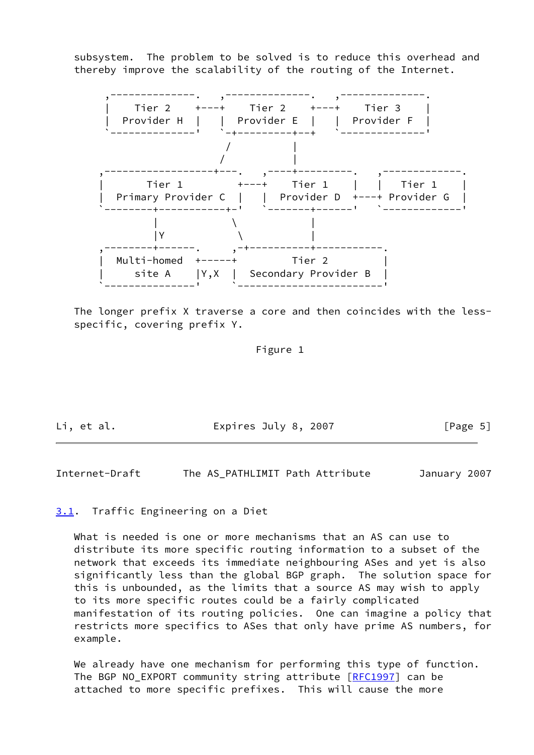subsystem.  The problem to be solved is to reduce this overhead and thereby improve the scalability of the routing of the Internet.

```
 ,--------------.   ,--------------.   ,--------------.
 |    Tier 2    +---+    Tier 2    +---+    Tier 3    |
 |  Provider H  |   |  Provider E  |   |  Provider F  |
 `--------------'   `-+----------+--+   `--------------'
                      /          |
                     /           |
,-----------------+---.  ,----+---------.  ,-------------.
|       Tier 1        +---+   Tier 1    |  |   Tier 1    |
|  Primary Provider C  |  |  Provider D  +---+ Provider G  |
`--------+-----------+-'  `-------+------'  `-------------'
         |            \           |
         |Y            \          |
,--------+------.     ,-+----------+-----------.
|  Multi-homed  +-----+          Tier 2           |
|     site A    |Y,X  |  Secondary Provider B     |
`---------------'     `-------------------------'
```

The longer prefix X traverse a core and then coincides with the less-specific, covering prefix Y.

Figure 1

## 3.1.  Traffic Engineering on a Diet

What is needed is one or more mechanisms that an AS can use to distribute its more specific routing information to a subset of the network that exceeds its immediate neighbouring ASes and yet is also significantly less than the global BGP graph.  The solution space for this is unbounded, as the limits that a source AS may wish to apply to its more specific routes could be a fairly complicated manifestation of its routing policies.  One can imagine a policy that restricts more specifics to ASes that only have prime AS numbers, for example.

We already have one mechanism for performing this type of function. The BGP NO_EXPORT community string attribute [RFC1997] can be attached to more specific prefixes.  This will cause the more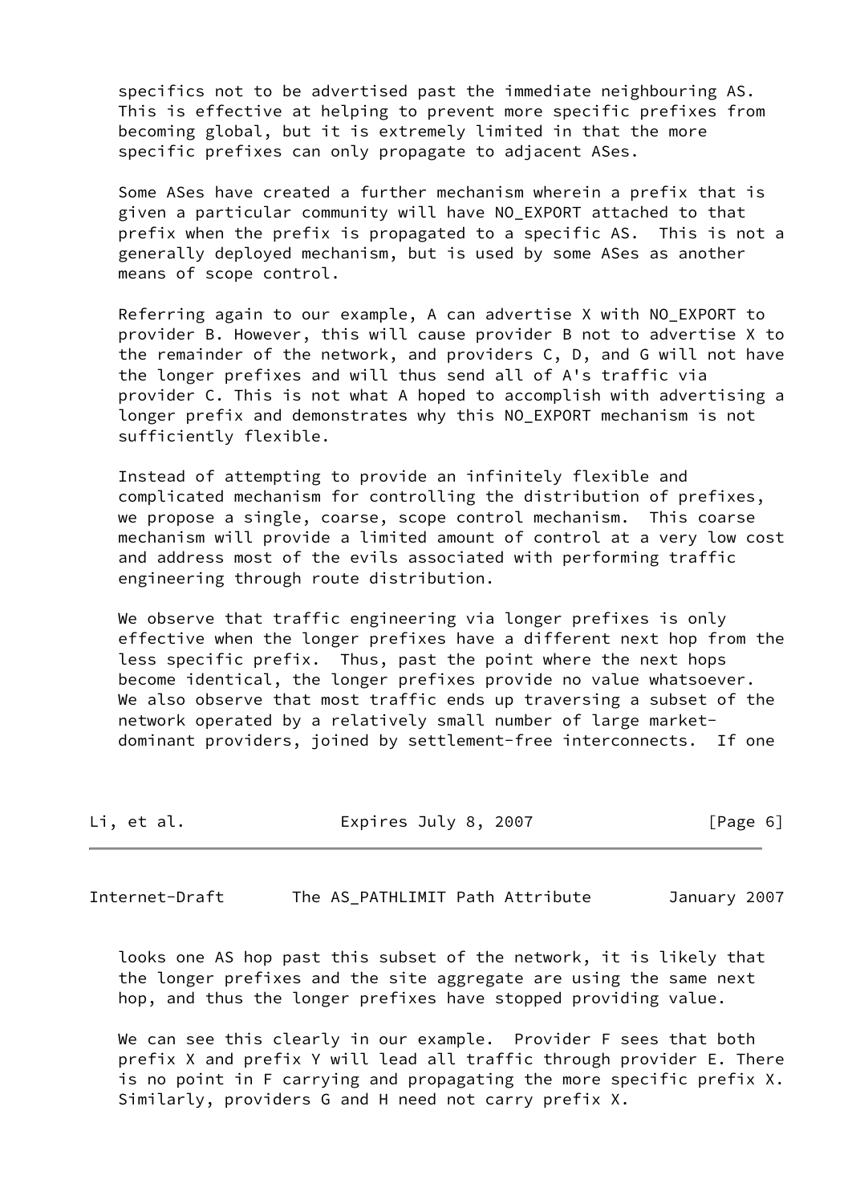specifics not to be advertised past the immediate neighbouring AS. This is effective at helping to prevent more specific prefixes from becoming global, but it is extremely limited in that the more specific prefixes can only propagate to adjacent ASes.

Some ASes have created a further mechanism wherein a prefix that is given a particular community will have NO_EXPORT attached to that prefix when the prefix is propagated to a specific AS. This is not a generally deployed mechanism, but is used by some ASes as another means of scope control.

Referring again to our example, A can advertise X with NO_EXPORT to provider B. However, this will cause provider B not to advertise X to the remainder of the network, and providers C, D, and G will not have the longer prefixes and will thus send all of A's traffic via provider C. This is not what A hoped to accomplish with advertising a longer prefix and demonstrates why this NO_EXPORT mechanism is not sufficiently flexible.

Instead of attempting to provide an infinitely flexible and complicated mechanism for controlling the distribution of prefixes, we propose a single, coarse, scope control mechanism. This coarse mechanism will provide a limited amount of control at a very low cost and address most of the evils associated with performing traffic engineering through route distribution.

We observe that traffic engineering via longer prefixes is only effective when the longer prefixes have a different next hop from the less specific prefix. Thus, past the point where the next hops become identical, the longer prefixes provide no value whatsoever. We also observe that most traffic ends up traversing a subset of the network operated by a relatively small number of large market-dominant providers, joined by settlement-free interconnects. If one looks one AS hop past this subset of the network, it is likely that the longer prefixes and the site aggregate are using the same next hop, and thus the longer prefixes have stopped providing value.

We can see this clearly in our example. Provider F sees that both prefix X and prefix Y will lead all traffic through provider E. There is no point in F carrying and propagating the more specific prefix X. Similarly, providers G and H need not carry prefix X.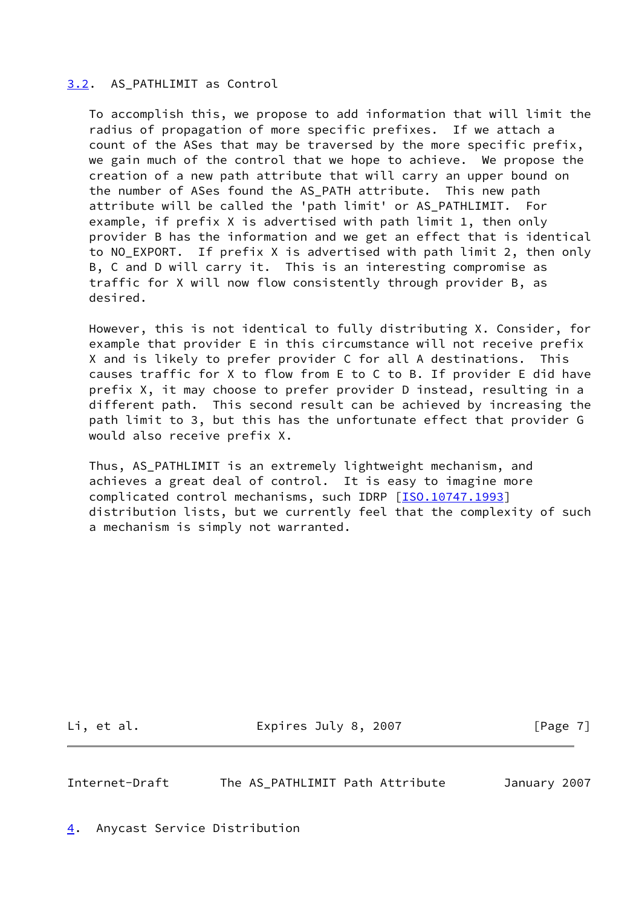### 3.2. AS_PATHLIMIT as Control

To accomplish this, we propose to add information that will limit the radius of propagation of more specific prefixes. If we attach a count of the ASes that may be traversed by the more specific prefix, we gain much of the control that we hope to achieve. We propose the creation of a new path attribute that will carry an upper bound on the number of ASes found the AS_PATH attribute. This new path attribute will be called the 'path limit' or AS_PATHLIMIT. For example, if prefix X is advertised with path limit 1, then only provider B has the information and we get an effect that is identical to NO_EXPORT. If prefix X is advertised with path limit 2, then only B, C and D will carry it. This is an interesting compromise as traffic for X will now flow consistently through provider B, as desired.

However, this is not identical to fully distributing X. Consider, for example that provider E in this circumstance will not receive prefix X and is likely to prefer provider C for all A destinations. This causes traffic for X to flow from E to C to B. If provider E did have prefix X, it may choose to prefer provider D instead, resulting in a different path. This second result can be achieved by increasing the path limit to 3, but this has the unfortunate effect that provider G would also receive prefix X.

Thus, AS_PATHLIMIT is an extremely lightweight mechanism, and achieves a great deal of control. It is easy to imagine more complicated control mechanisms, such IDRP [ISO.10747.1993] distribution lists, but we currently feel that the complexity of such a mechanism is simply not warranted.

## 4. Anycast Service Distribution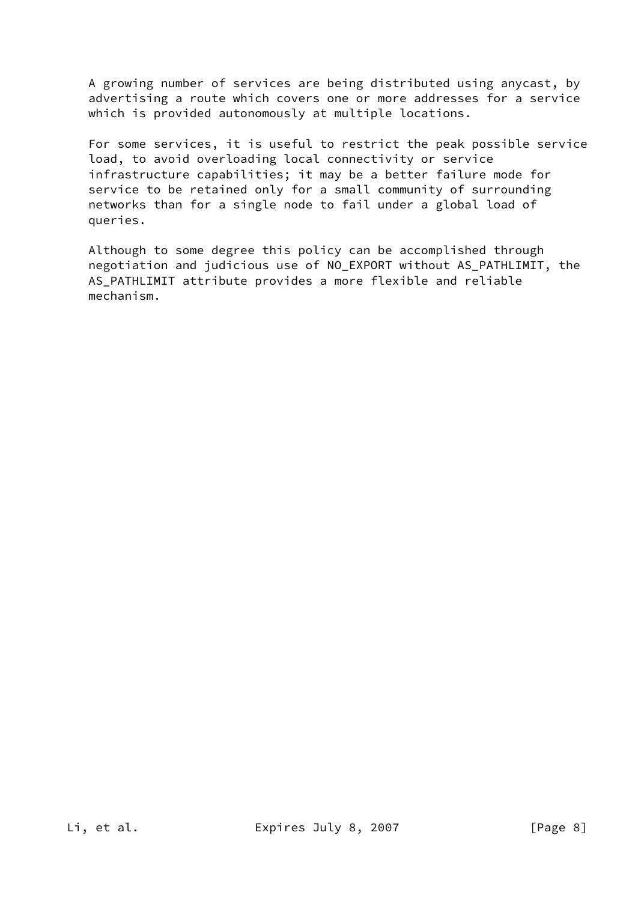A growing number of services are being distributed using anycast, by advertising a route which covers one or more addresses for a service which is provided autonomously at multiple locations.

For some services, it is useful to restrict the peak possible service load, to avoid overloading local connectivity or service infrastructure capabilities; it may be a better failure mode for service to be retained only for a small community of surrounding networks than for a single node to fail under a global load of queries.

Although to some degree this policy can be accomplished through negotiation and judicious use of NO_EXPORT without AS_PATHLIMIT, the AS_PATHLIMIT attribute provides a more flexible and reliable mechanism.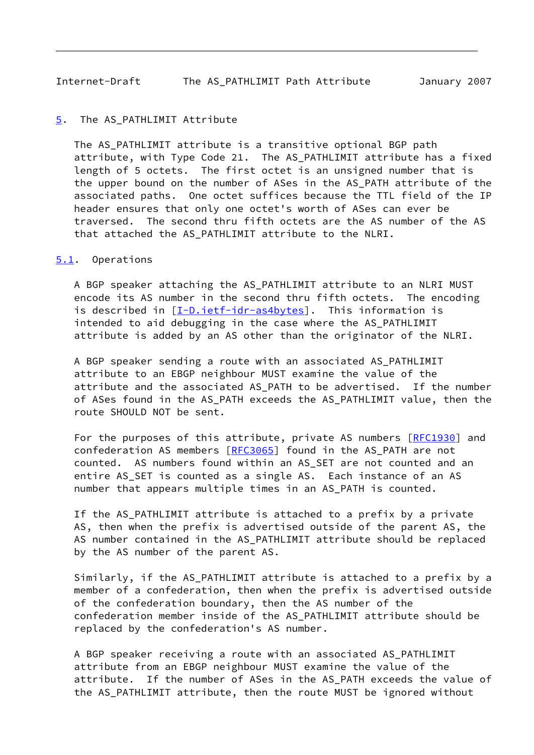## 5. The AS_PATHLIMIT Attribute

The AS_PATHLIMIT attribute is a transitive optional BGP path attribute, with Type Code 21. The AS_PATHLIMIT attribute has a fixed length of 5 octets. The first octet is an unsigned number that is the upper bound on the number of ASes in the AS_PATH attribute of the associated paths. One octet suffices because the TTL field of the IP header ensures that only one octet's worth of ASes can ever be traversed. The second thru fifth octets are the AS number of the AS that attached the AS_PATHLIMIT attribute to the NLRI.

### 5.1. Operations

A BGP speaker attaching the AS_PATHLIMIT attribute to an NLRI MUST encode its AS number in the second thru fifth octets. The encoding is described in [I-D.ietf-idr-as4bytes]. This information is intended to aid debugging in the case where the AS_PATHLIMIT attribute is added by an AS other than the originator of the NLRI.

A BGP speaker sending a route with an associated AS_PATHLIMIT attribute to an EBGP neighbour MUST examine the value of the attribute and the associated AS_PATH to be advertised. If the number of ASes found in the AS_PATH exceeds the AS_PATHLIMIT value, then the route SHOULD NOT be sent.

For the purposes of this attribute, private AS numbers [RFC1930] and confederation AS members [RFC3065] found in the AS_PATH are not counted. AS numbers found within an AS_SET are not counted and an entire AS_SET is counted as a single AS. Each instance of an AS number that appears multiple times in an AS_PATH is counted.

If the AS_PATHLIMIT attribute is attached to a prefix by a private AS, then when the prefix is advertised outside of the parent AS, the AS number contained in the AS_PATHLIMIT attribute should be replaced by the AS number of the parent AS.

Similarly, if the AS_PATHLIMIT attribute is attached to a prefix by a member of a confederation, then when the prefix is advertised outside of the confederation boundary, then the AS number of the confederation member inside of the AS_PATHLIMIT attribute should be replaced by the confederation's AS number.

A BGP speaker receiving a route with an associated AS_PATHLIMIT attribute from an EBGP neighbour MUST examine the value of the attribute. If the number of ASes in the AS_PATH exceeds the value of the AS_PATHLIMIT attribute, then the route MUST be ignored without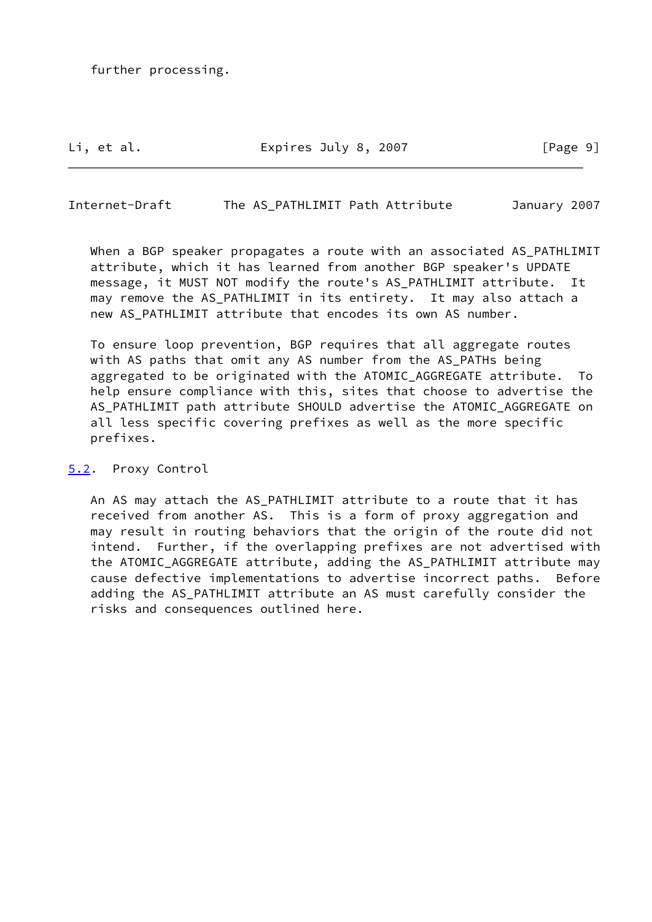further processing.

When a BGP speaker propagates a route with an associated AS_PATHLIMIT attribute, which it has learned from another BGP speaker's UPDATE message, it MUST NOT modify the route's AS_PATHLIMIT attribute. It may remove the AS_PATHLIMIT in its entirety. It may also attach a new AS_PATHLIMIT attribute that encodes its own AS number.

To ensure loop prevention, BGP requires that all aggregate routes with AS paths that omit any AS number from the AS_PATHs being aggregated to be originated with the ATOMIC_AGGREGATE attribute. To help ensure compliance with this, sites that choose to advertise the AS_PATHLIMIT path attribute SHOULD advertise the ATOMIC_AGGREGATE on all less specific covering prefixes as well as the more specific prefixes.

### 5.2. Proxy Control

An AS may attach the AS_PATHLIMIT attribute to a route that it has received from another AS. This is a form of proxy aggregation and may result in routing behaviors that the origin of the route did not intend. Further, if the overlapping prefixes are not advertised with the ATOMIC_AGGREGATE attribute, adding the AS_PATHLIMIT attribute may cause defective implementations to advertise incorrect paths. Before adding the AS_PATHLIMIT attribute an AS must carefully consider the risks and consequences outlined here.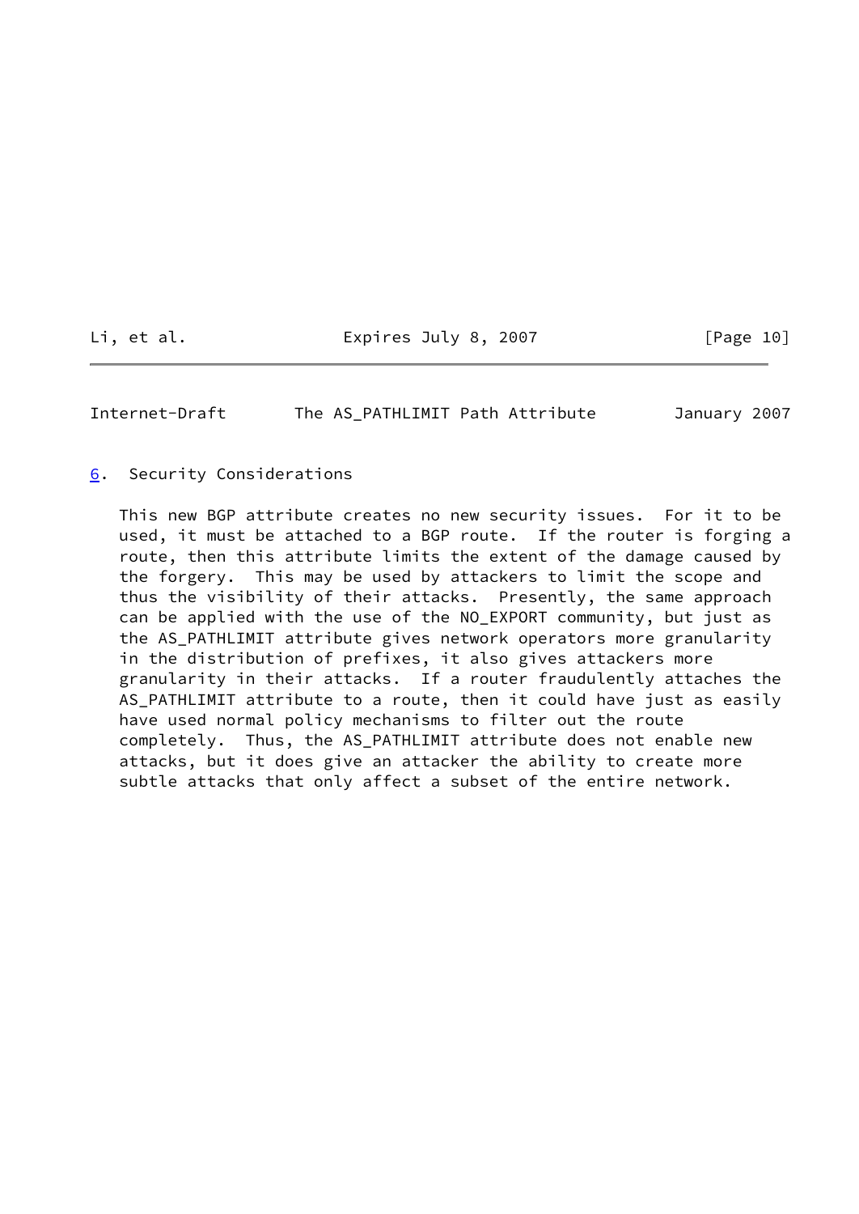## 6. Security Considerations

This new BGP attribute creates no new security issues. For it to be used, it must be attached to a BGP route. If the router is forging a route, then this attribute limits the extent of the damage caused by the forgery. This may be used by attackers to limit the scope and thus the visibility of their attacks. Presently, the same approach can be applied with the use of the NO_EXPORT community, but just as the AS_PATHLIMIT attribute gives network operators more granularity in the distribution of prefixes, it also gives attackers more granularity in their attacks. If a router fraudulently attaches the AS_PATHLIMIT attribute to a route, then it could have just as easily have used normal policy mechanisms to filter out the route completely. Thus, the AS_PATHLIMIT attribute does not enable new attacks, but it does give an attacker the ability to create more subtle attacks that only affect a subset of the entire network.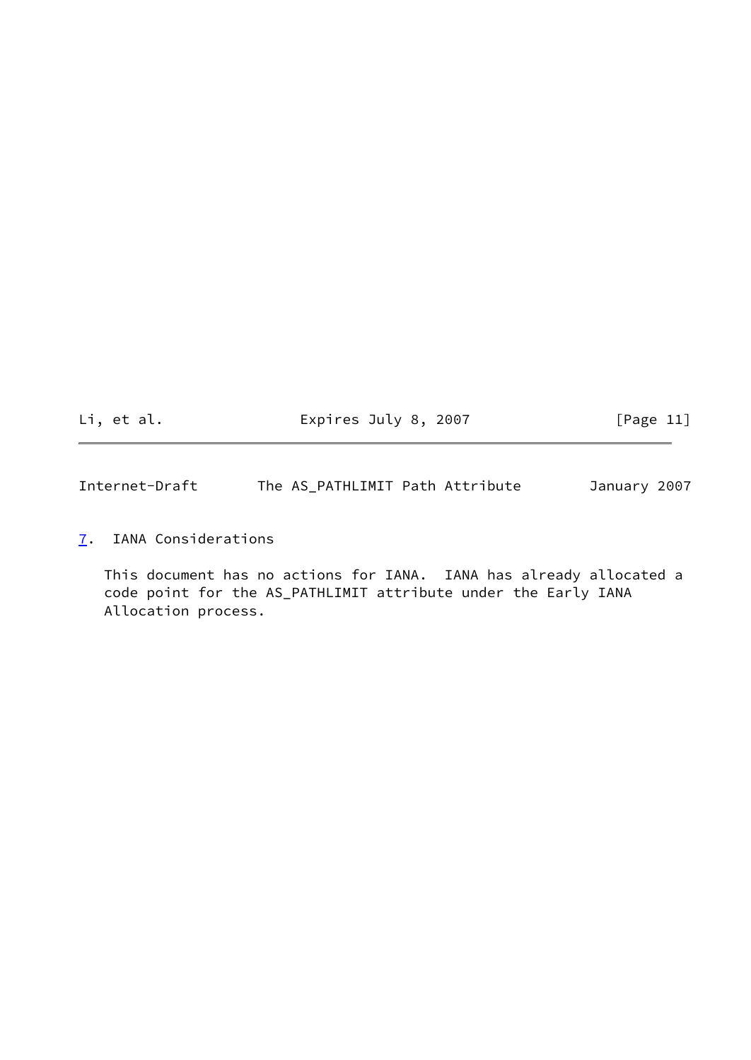## 7. IANA Considerations

This document has no actions for IANA. IANA has already allocated a code point for the AS_PATHLIMIT attribute under the Early IANA Allocation process.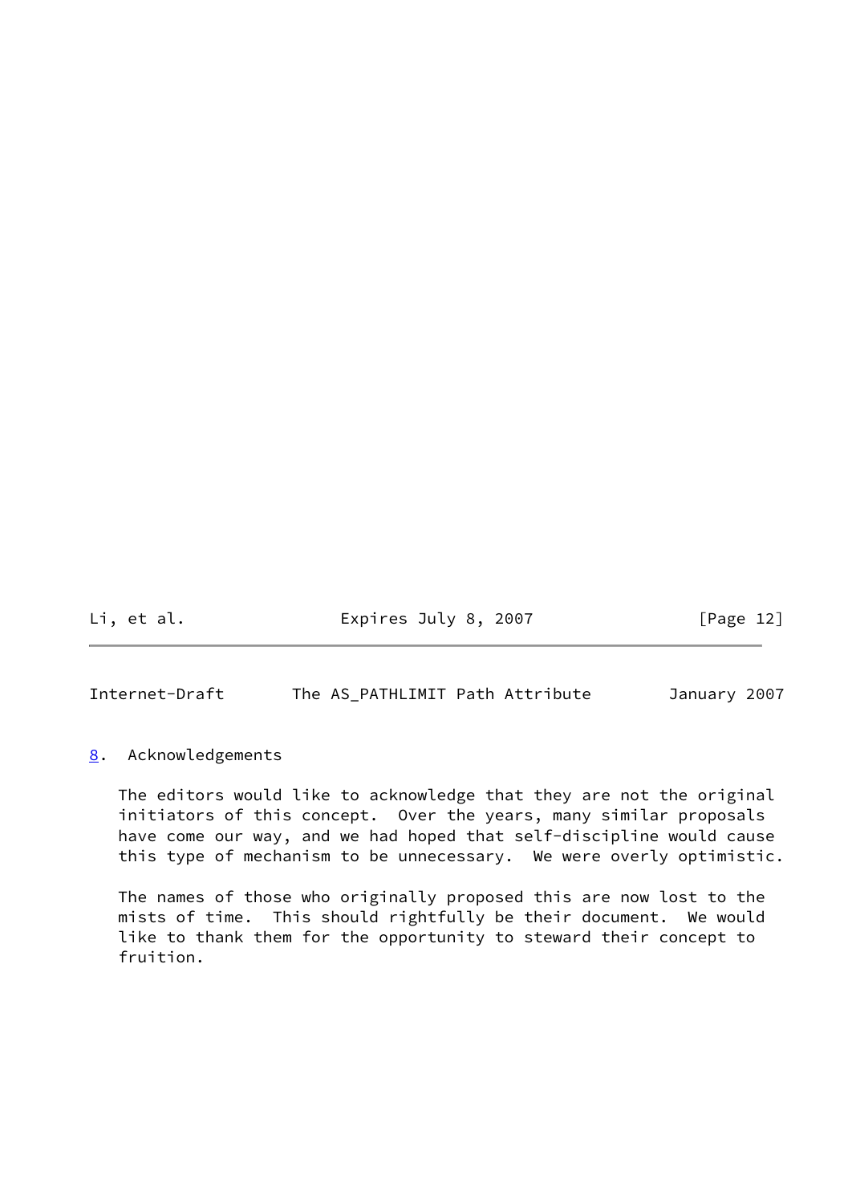## 8. Acknowledgements

The editors would like to acknowledge that they are not the original initiators of this concept. Over the years, many similar proposals have come our way, and we had hoped that self-discipline would cause this type of mechanism to be unnecessary. We were overly optimistic.

The names of those who originally proposed this are now lost to the mists of time. This should rightfully be their document. We would like to thank them for the opportunity to steward their concept to fruition.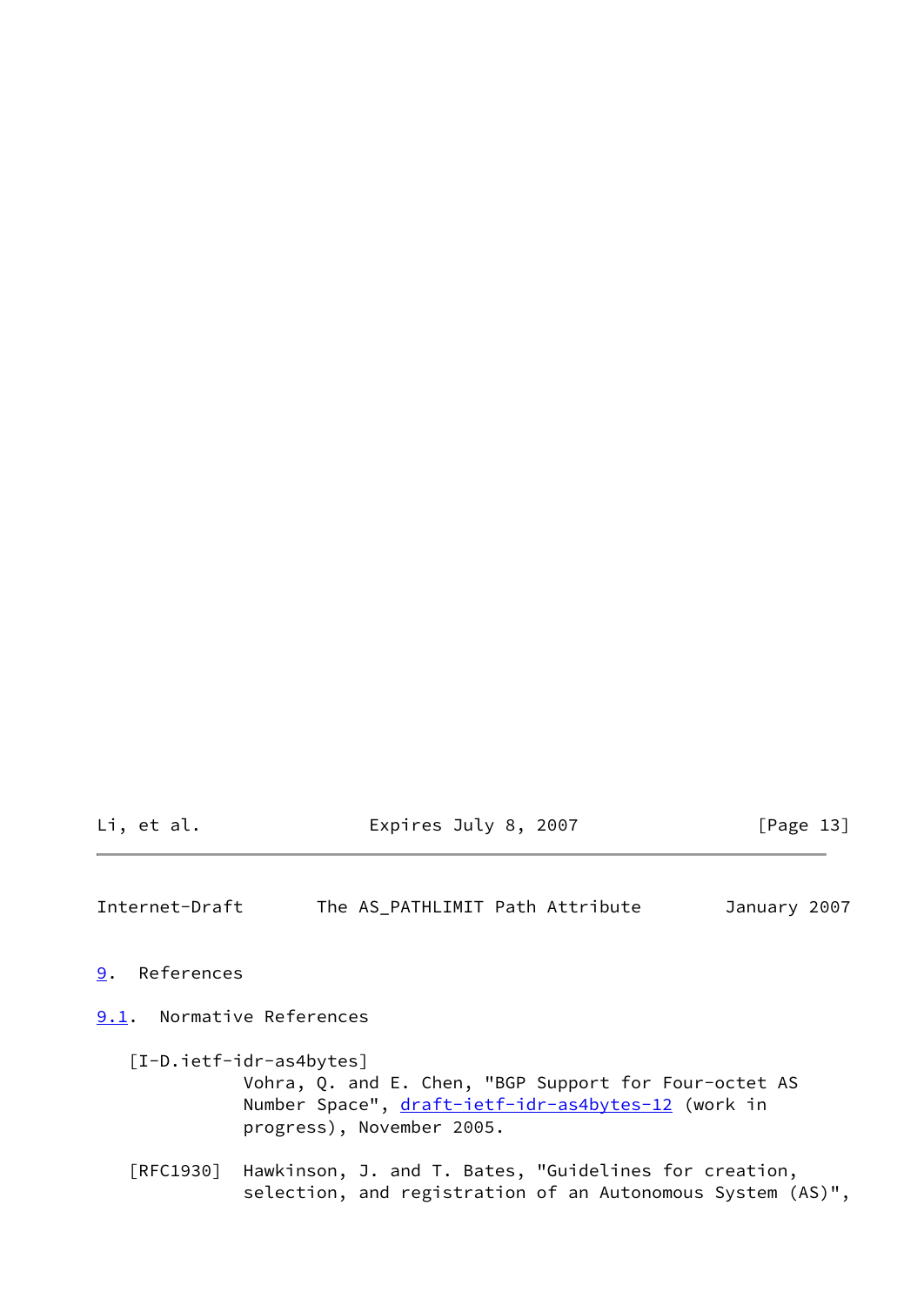## 9. References

### 9.1. Normative References

[I-D.ietf-idr-as4bytes]
Vohra, Q. and E. Chen, "BGP Support for Four-octet AS Number Space", draft-ietf-idr-as4bytes-12 (work in progress), November 2005.

[RFC1930] Hawkinson, J. and T. Bates, "Guidelines for creation, selection, and registration of an Autonomous System (AS)",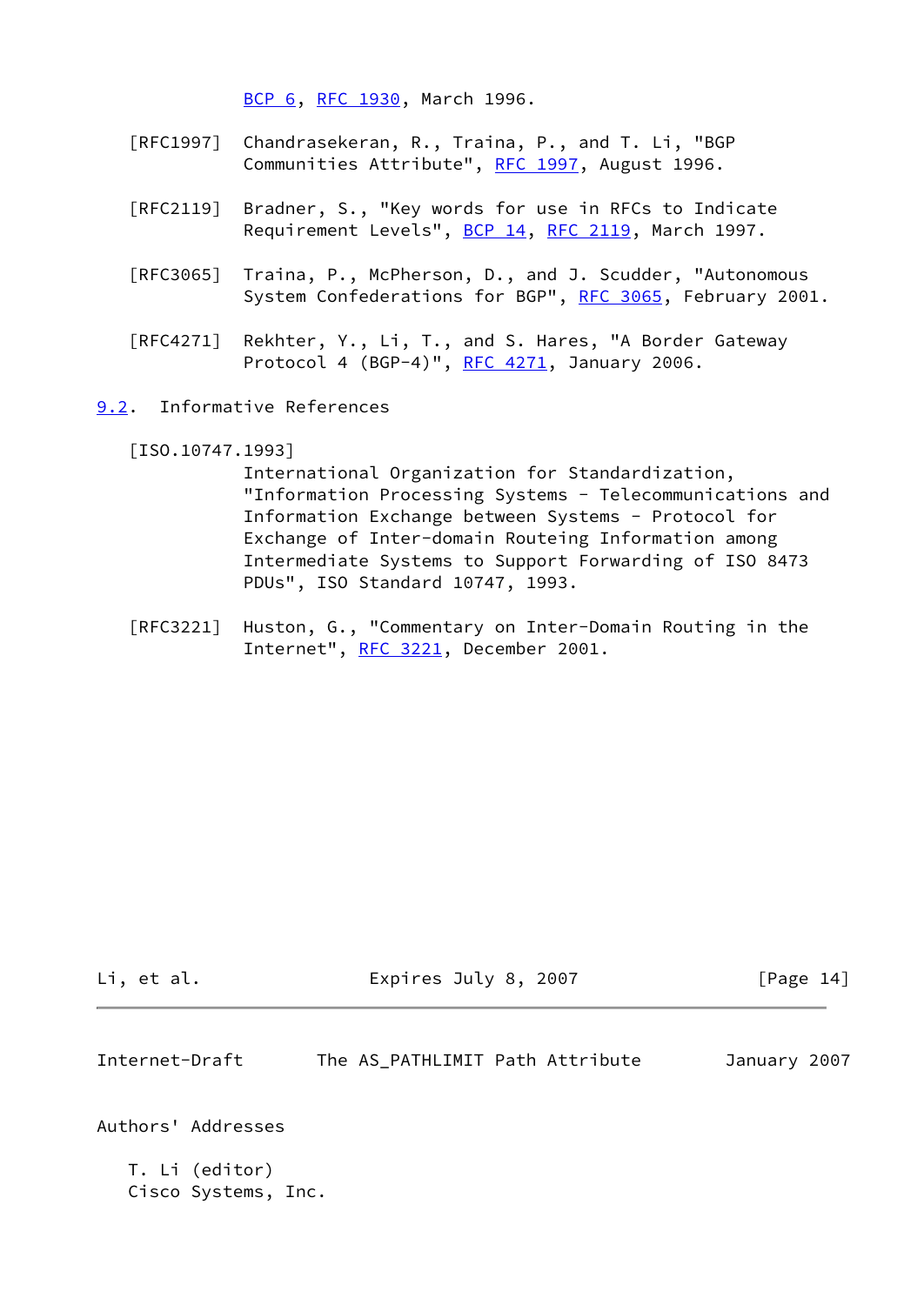BCP 6, RFC 1930, March 1996.

[RFC1997] Chandrasekeran, R., Traina, P., and T. Li, "BGP Communities Attribute", RFC 1997, August 1996.

[RFC2119] Bradner, S., "Key words for use in RFCs to Indicate Requirement Levels", BCP 14, RFC 2119, March 1997.

[RFC3065] Traina, P., McPherson, D., and J. Scudder, "Autonomous System Confederations for BGP", RFC 3065, February 2001.

[RFC4271] Rekhter, Y., Li, T., and S. Hares, "A Border Gateway Protocol 4 (BGP-4)", RFC 4271, January 2006.

### 9.2. Informative References

[ISO.10747.1993]
International Organization for Standardization, "Information Processing Systems - Telecommunications and Information Exchange between Systems - Protocol for Exchange of Inter-domain Routeing Information among Intermediate Systems to Support Forwarding of ISO 8473 PDUs", ISO Standard 10747, 1993.

[RFC3221] Huston, G., "Commentary on Inter-Domain Routing in the Internet", RFC 3221, December 2001.

## Authors' Addresses

T. Li (editor)
Cisco Systems, Inc.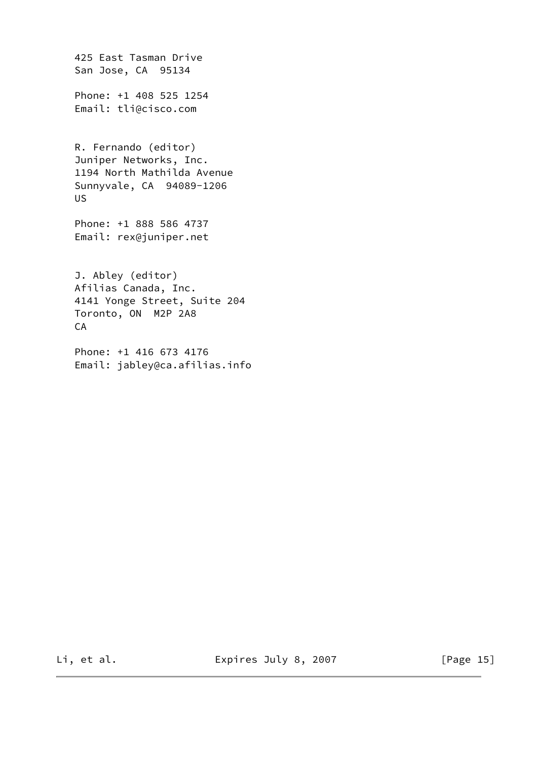425 East Tasman Drive
San Jose, CA  95134

Phone: +1 408 525 1254
Email: tli@cisco.com

R. Fernando (editor)
Juniper Networks, Inc.
1194 North Mathilda Avenue
Sunnyvale, CA  94089-1206
US

Phone: +1 888 586 4737
Email: rex@juniper.net

J. Abley (editor)
Afilias Canada, Inc.
4141 Yonge Street, Suite 204
Toronto, ON  M2P 2A8
CA

Phone: +1 416 673 4176
Email: jabley@ca.afilias.info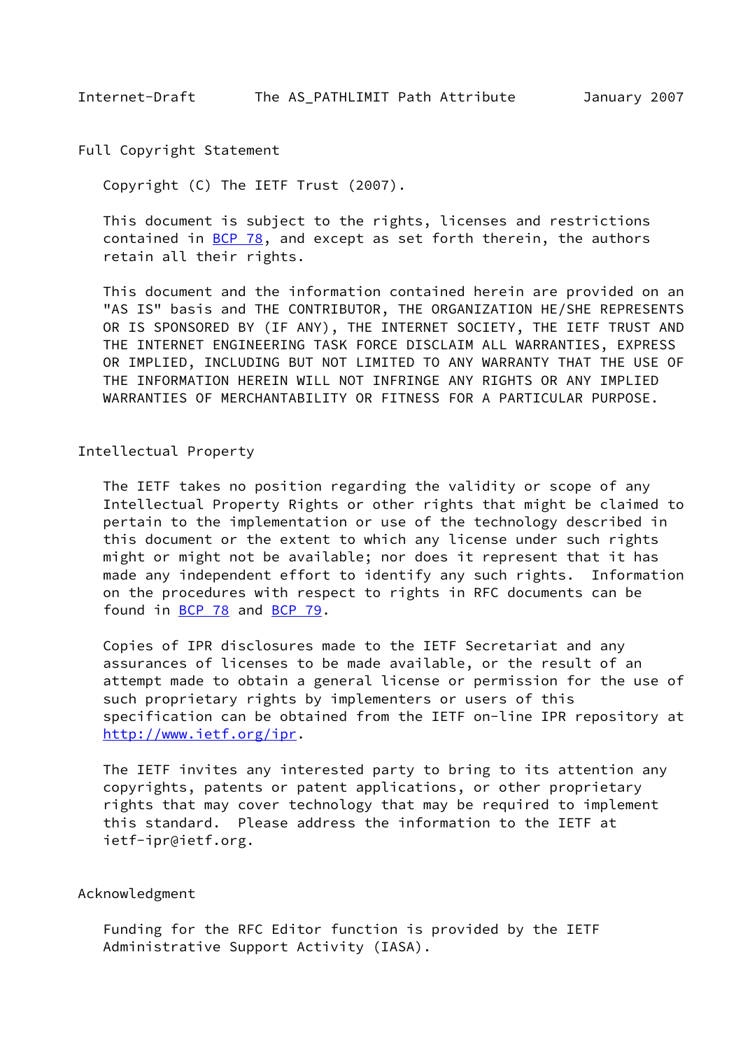## Full Copyright Statement

Copyright (C) The IETF Trust (2007).

This document is subject to the rights, licenses and restrictions contained in BCP 78, and except as set forth therein, the authors retain all their rights.

This document and the information contained herein are provided on an "AS IS" basis and THE CONTRIBUTOR, THE ORGANIZATION HE/SHE REPRESENTS OR IS SPONSORED BY (IF ANY), THE INTERNET SOCIETY, THE IETF TRUST AND THE INTERNET ENGINEERING TASK FORCE DISCLAIM ALL WARRANTIES, EXPRESS OR IMPLIED, INCLUDING BUT NOT LIMITED TO ANY WARRANTY THAT THE USE OF THE INFORMATION HEREIN WILL NOT INFRINGE ANY RIGHTS OR ANY IMPLIED WARRANTIES OF MERCHANTABILITY OR FITNESS FOR A PARTICULAR PURPOSE.

## Intellectual Property

The IETF takes no position regarding the validity or scope of any Intellectual Property Rights or other rights that might be claimed to pertain to the implementation or use of the technology described in this document or the extent to which any license under such rights might or might not be available; nor does it represent that it has made any independent effort to identify any such rights. Information on the procedures with respect to rights in RFC documents can be found in BCP 78 and BCP 79.

Copies of IPR disclosures made to the IETF Secretariat and any assurances of licenses to be made available, or the result of an attempt made to obtain a general license or permission for the use of such proprietary rights by implementers or users of this specification can be obtained from the IETF on-line IPR repository at http://www.ietf.org/ipr.

The IETF invites any interested party to bring to its attention any copyrights, patents or patent applications, or other proprietary rights that may cover technology that may be required to implement this standard. Please address the information to the IETF at ietf-ipr@ietf.org.

## Acknowledgment

Funding for the RFC Editor function is provided by the IETF Administrative Support Activity (IASA).